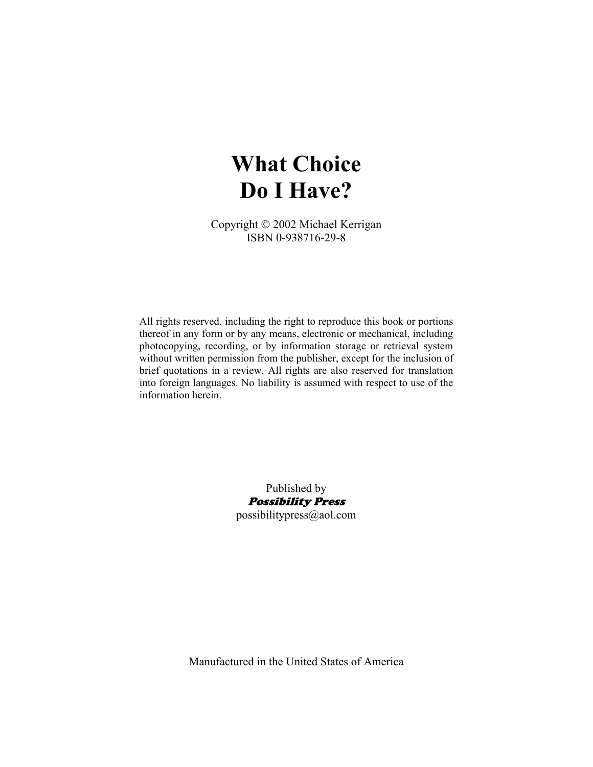# What Choice Do I Have?

Copyright © 2002 Michael Kerrigan
ISBN 0-938716-29-8

All rights reserved, including the right to reproduce this book or portions thereof in any form or by any means, electronic or mechanical, including photocopying, recording, or by information storage or retrieval system without written permission from the publisher, except for the inclusion of brief quotations in a review. All rights are also reserved for translation into foreign languages. No liability is assumed with respect to use of the information herein.

Published by
***Possibility Press***
possibilitypress@aol.com

Manufactured in the United States of America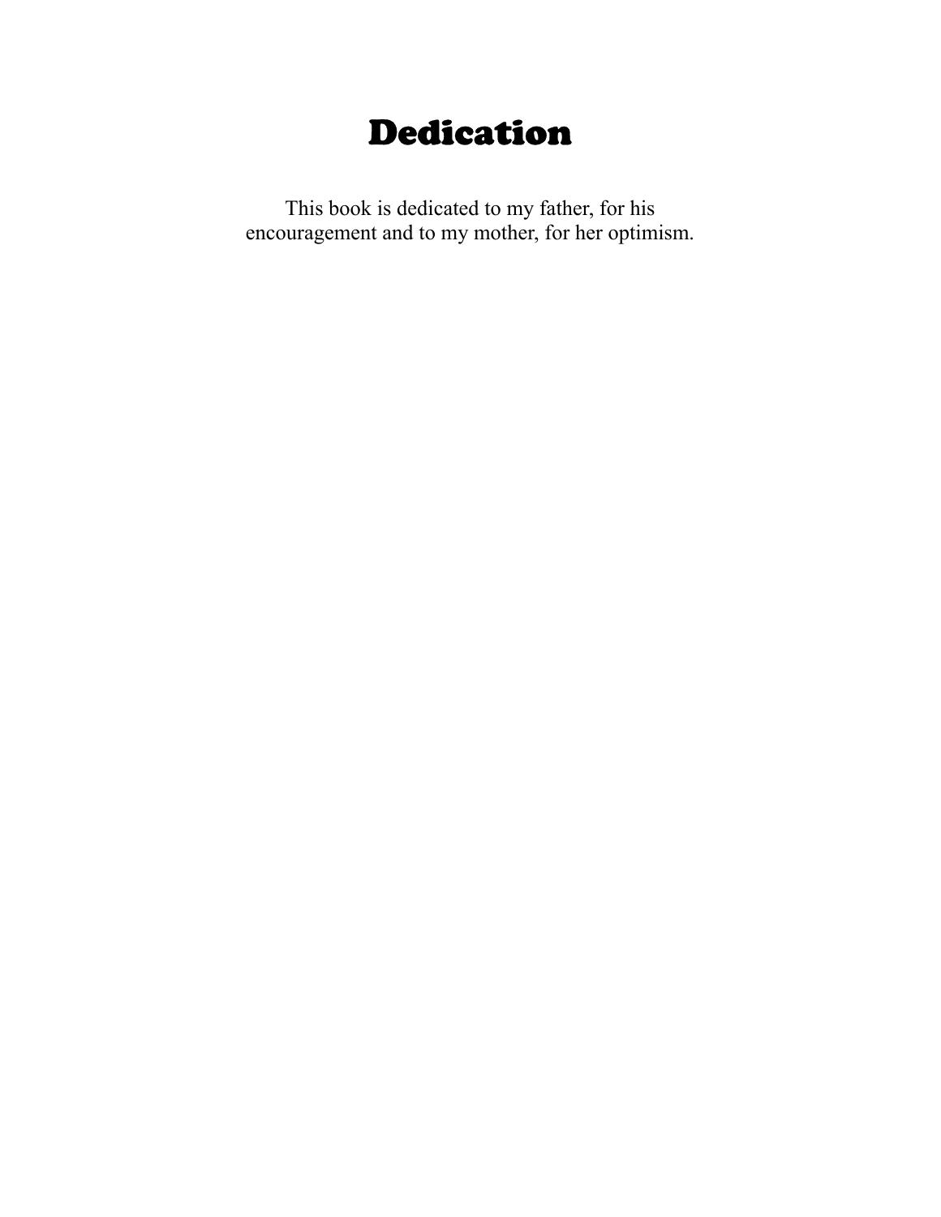# Dedication

This book is dedicated to my father, for his encouragement and to my mother, for her optimism.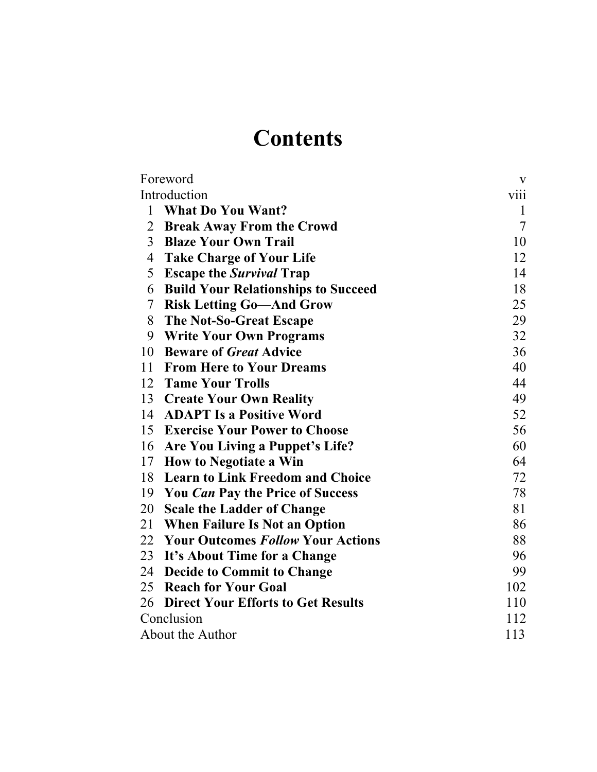# Contents

| | | |
|---|---|---|
| Foreword | | v |
| Introduction | | viii |
| 1 | **What Do You Want?** | 1 |
| 2 | **Break Away From the Crowd** | 7 |
| 3 | **Blaze Your Own Trail** | 10 |
| 4 | **Take Charge of Your Life** | 12 |
| 5 | **Escape the *Survival* Trap** | 14 |
| 6 | **Build Your Relationships to Succeed** | 18 |
| 7 | **Risk Letting Go—And Grow** | 25 |
| 8 | **The Not-So-Great Escape** | 29 |
| 9 | **Write Your Own Programs** | 32 |
| 10 | **Beware of *Great* Advice** | 36 |
| 11 | **From Here to Your Dreams** | 40 |
| 12 | **Tame Your Trolls** | 44 |
| 13 | **Create Your Own Reality** | 49 |
| 14 | **ADAPT Is a Positive Word** | 52 |
| 15 | **Exercise Your Power to Choose** | 56 |
| 16 | **Are You Living a Puppet's Life?** | 60 |
| 17 | **How to Negotiate a Win** | 64 |
| 18 | **Learn to Link Freedom and Choice** | 72 |
| 19 | **You *Can* Pay the Price of Success** | 78 |
| 20 | **Scale the Ladder of Change** | 81 |
| 21 | **When Failure Is Not an Option** | 86 |
| 22 | **Your Outcomes *Follow* Your Actions** | 88 |
| 23 | **It's About Time for a Change** | 96 |
| 24 | **Decide to Commit to Change** | 99 |
| 25 | **Reach for Your Goal** | 102 |
| 26 | **Direct Your Efforts to Get Results** | 110 |
| Conclusion | | 112 |
| About the Author | | 113 |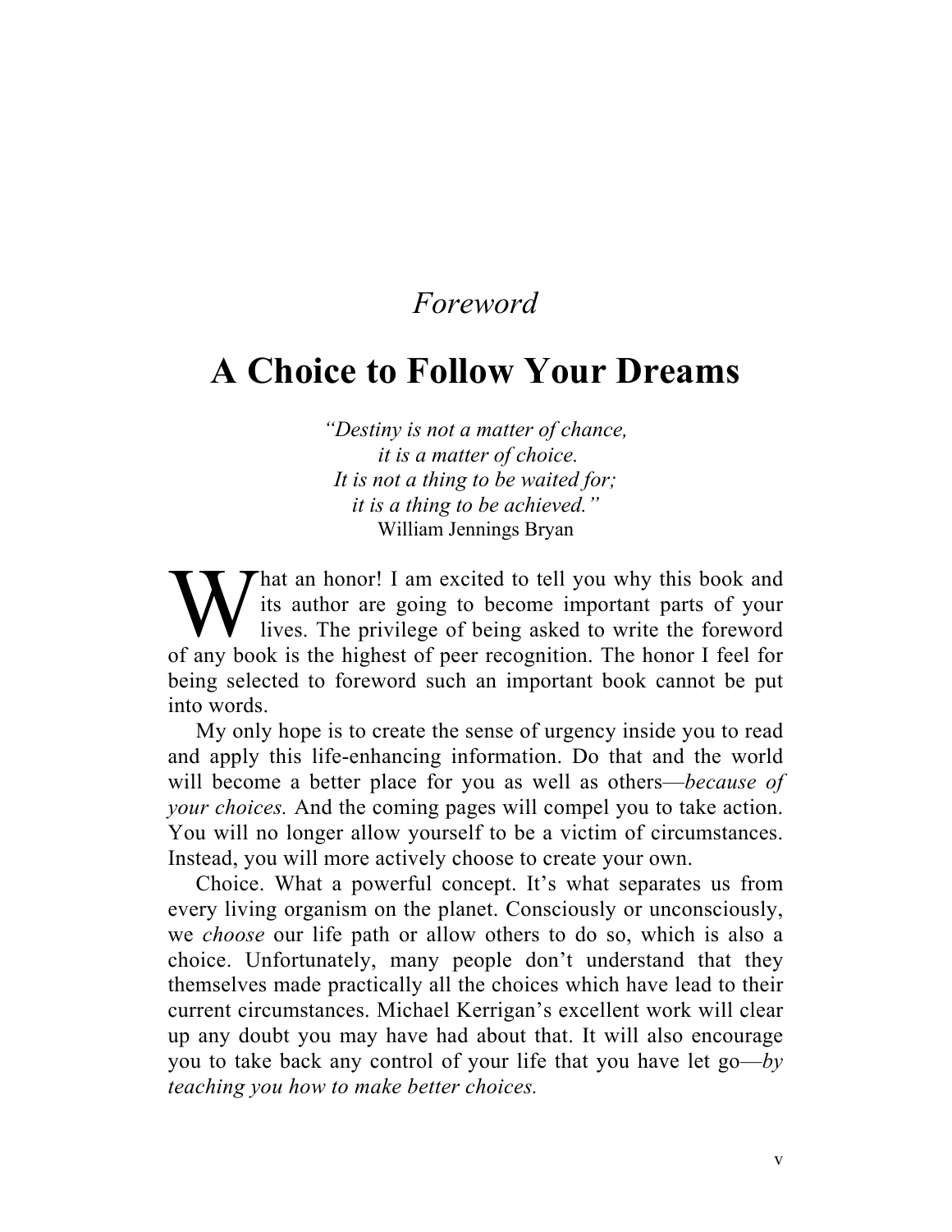*Foreword*

# A Choice to Follow Your Dreams

*"Destiny is not a matter of chance,*
*it is a matter of choice.*
*It is not a thing to be waited for;*
*it is a thing to be achieved."*
William Jennings Bryan

What an honor! I am excited to tell you why this book and its author are going to become important parts of your lives. The privilege of being asked to write the foreword of any book is the highest of peer recognition. The honor I feel for being selected to foreword such an important book cannot be put into words.

My only hope is to create the sense of urgency inside you to read and apply this life-enhancing information. Do that and the world will become a better place for you as well as others—*because of your choices.* And the coming pages will compel you to take action. You will no longer allow yourself to be a victim of circumstances. Instead, you will more actively choose to create your own.

Choice. What a powerful concept. It's what separates us from every living organism on the planet. Consciously or unconsciously, we *choose* our life path or allow others to do so, which is also a choice. Unfortunately, many people don't understand that they themselves made practically all the choices which have lead to their current circumstances. Michael Kerrigan's excellent work will clear up any doubt you may have had about that. It will also encourage you to take back any control of your life that you have let go—*by teaching you how to make better choices.*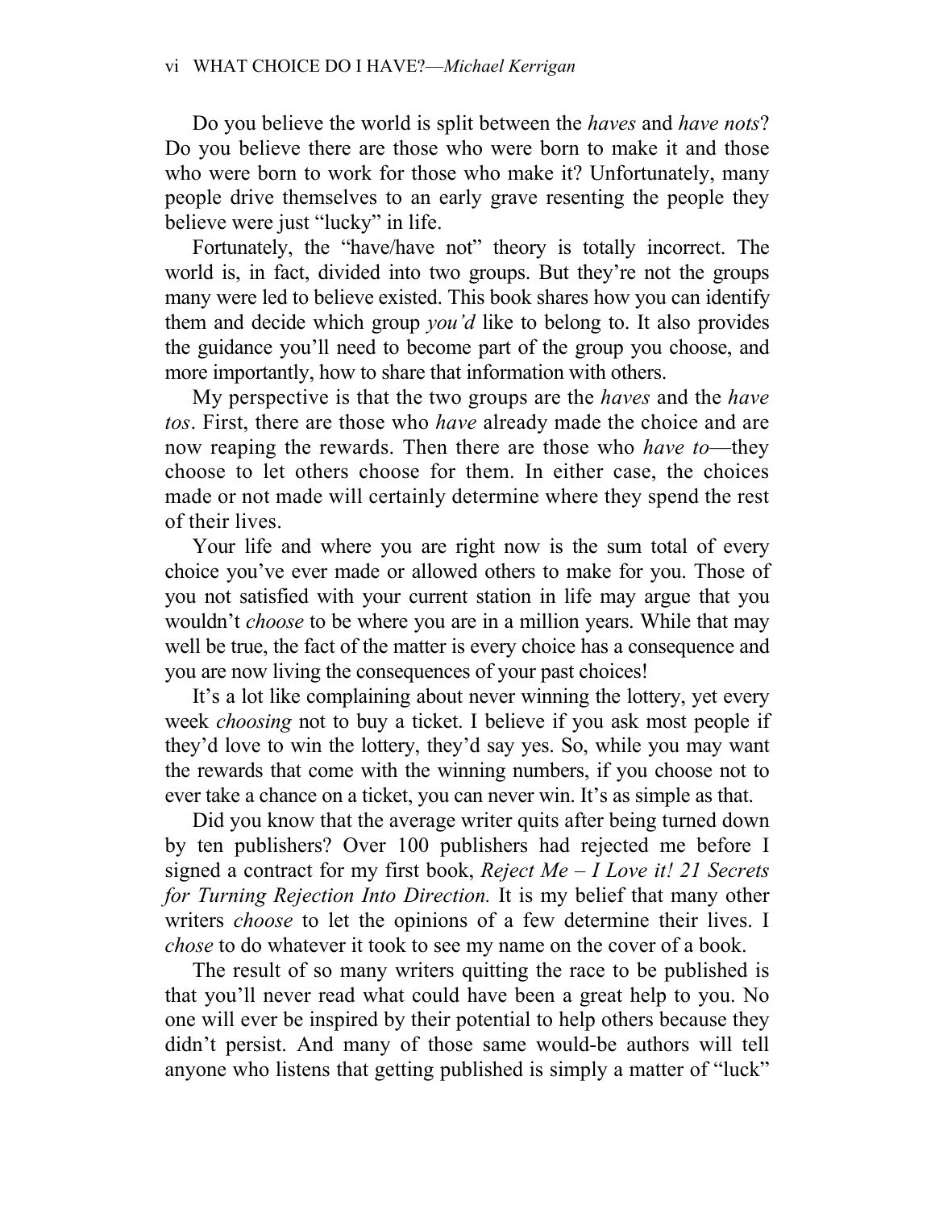Do you believe the world is split between the *haves* and *have nots*? Do you believe there are those who were born to make it and those who were born to work for those who make it? Unfortunately, many people drive themselves to an early grave resenting the people they believe were just "lucky" in life.

Fortunately, the "have/have not" theory is totally incorrect. The world is, in fact, divided into two groups. But they're not the groups many were led to believe existed. This book shares how you can identify them and decide which group *you'd* like to belong to. It also provides the guidance you'll need to become part of the group you choose, and more importantly, how to share that information with others.

My perspective is that the two groups are the *haves* and the *have tos*. First, there are those who *have* already made the choice and are now reaping the rewards. Then there are those who *have to*—they choose to let others choose for them. In either case, the choices made or not made will certainly determine where they spend the rest of their lives.

Your life and where you are right now is the sum total of every choice you've ever made or allowed others to make for you. Those of you not satisfied with your current station in life may argue that you wouldn't *choose* to be where you are in a million years. While that may well be true, the fact of the matter is every choice has a consequence and you are now living the consequences of your past choices!

It's a lot like complaining about never winning the lottery, yet every week *choosing* not to buy a ticket. I believe if you ask most people if they'd love to win the lottery, they'd say yes. So, while you may want the rewards that come with the winning numbers, if you choose not to ever take a chance on a ticket, you can never win. It's as simple as that.

Did you know that the average writer quits after being turned down by ten publishers? Over 100 publishers had rejected me before I signed a contract for my first book, *Reject Me – I Love it! 21 Secrets for Turning Rejection Into Direction.* It is my belief that many other writers *choose* to let the opinions of a few determine their lives. I *chose* to do whatever it took to see my name on the cover of a book.

The result of so many writers quitting the race to be published is that you'll never read what could have been a great help to you. No one will ever be inspired by their potential to help others because they didn't persist. And many of those same would-be authors will tell anyone who listens that getting published is simply a matter of "luck"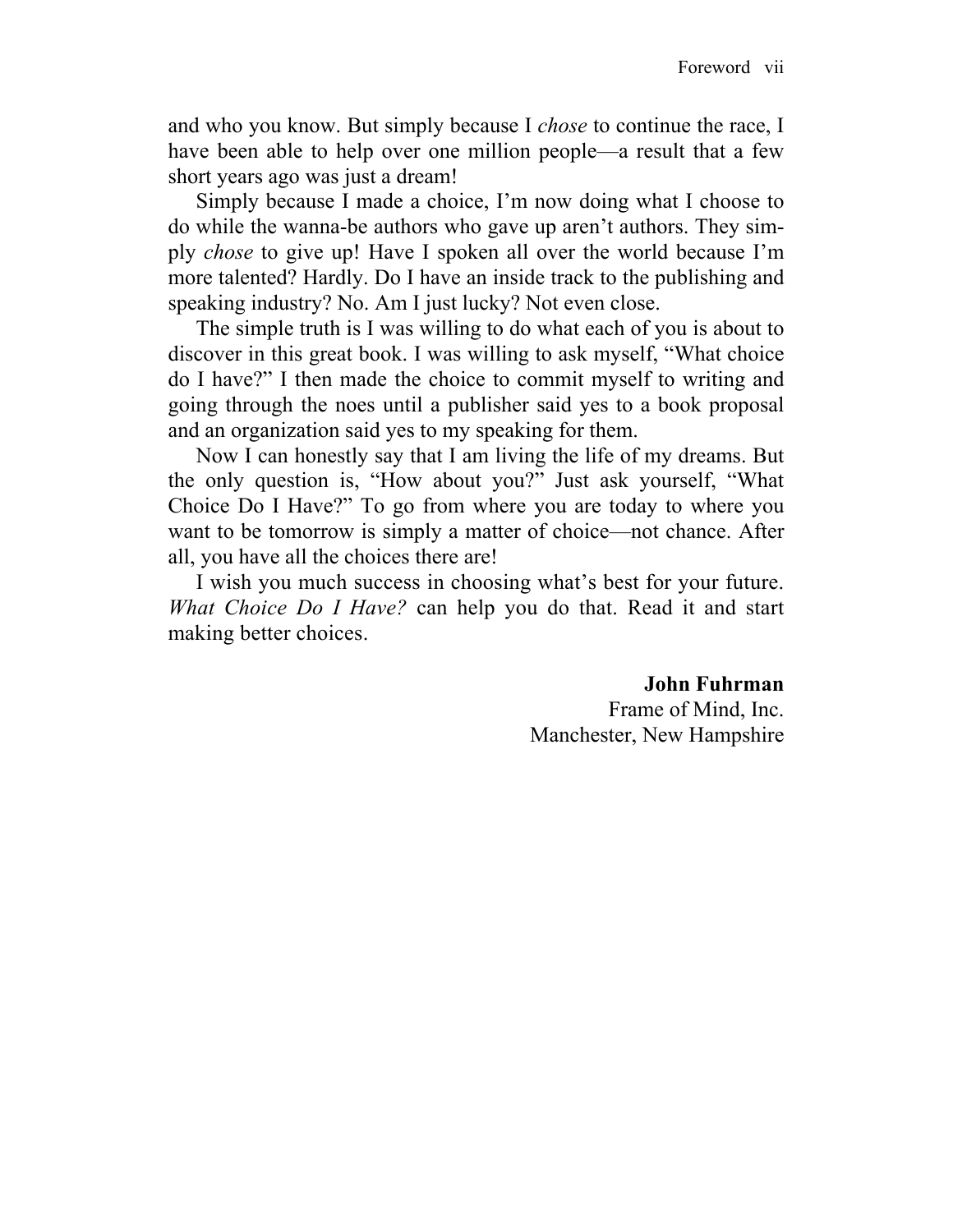and who you know. But simply because I *chose* to continue the race, I have been able to help over one million people—a result that a few short years ago was just a dream!

Simply because I made a choice, I'm now doing what I choose to do while the wanna-be authors who gave up aren't authors. They simply *chose* to give up! Have I spoken all over the world because I'm more talented? Hardly. Do I have an inside track to the publishing and speaking industry? No. Am I just lucky? Not even close.

The simple truth is I was willing to do what each of you is about to discover in this great book. I was willing to ask myself, "What choice do I have?" I then made the choice to commit myself to writing and going through the noes until a publisher said yes to a book proposal and an organization said yes to my speaking for them.

Now I can honestly say that I am living the life of my dreams. But the only question is, "How about you?" Just ask yourself, "What Choice Do I Have?" To go from where you are today to where you want to be tomorrow is simply a matter of choice—not chance. After all, you have all the choices there are!

I wish you much success in choosing what's best for your future. *What Choice Do I Have?* can help you do that. Read it and start making better choices.

**John Fuhrman**
Frame of Mind, Inc.
Manchester, New Hampshire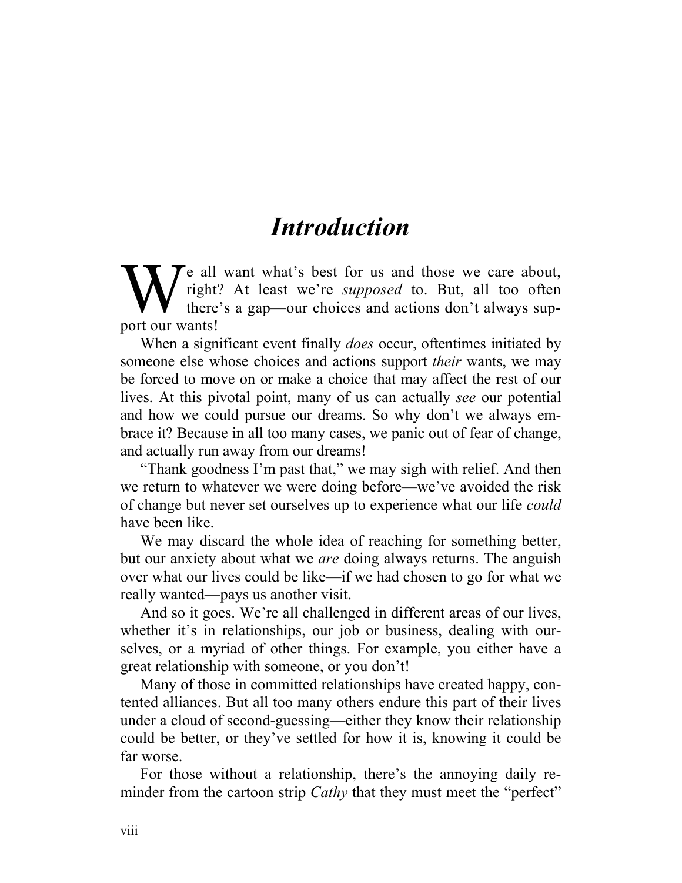# *Introduction*

We all want what's best for us and those we care about, right? At least we're *supposed* to. But, all too often there's a gap—our choices and actions don't always support our wants!

When a significant event finally *does* occur, oftentimes initiated by someone else whose choices and actions support *their* wants, we may be forced to move on or make a choice that may affect the rest of our lives. At this pivotal point, many of us can actually *see* our potential and how we could pursue our dreams. So why don't we always embrace it? Because in all too many cases, we panic out of fear of change, and actually run away from our dreams!

"Thank goodness I'm past that," we may sigh with relief. And then we return to whatever we were doing before—we've avoided the risk of change but never set ourselves up to experience what our life *could* have been like.

We may discard the whole idea of reaching for something better, but our anxiety about what we *are* doing always returns. The anguish over what our lives could be like—if we had chosen to go for what we really wanted—pays us another visit.

And so it goes. We're all challenged in different areas of our lives, whether it's in relationships, our job or business, dealing with ourselves, or a myriad of other things. For example, you either have a great relationship with someone, or you don't!

Many of those in committed relationships have created happy, contented alliances. But all too many others endure this part of their lives under a cloud of second-guessing—either they know their relationship could be better, or they've settled for how it is, knowing it could be far worse.

For those without a relationship, there's the annoying daily reminder from the cartoon strip *Cathy* that they must meet the "perfect"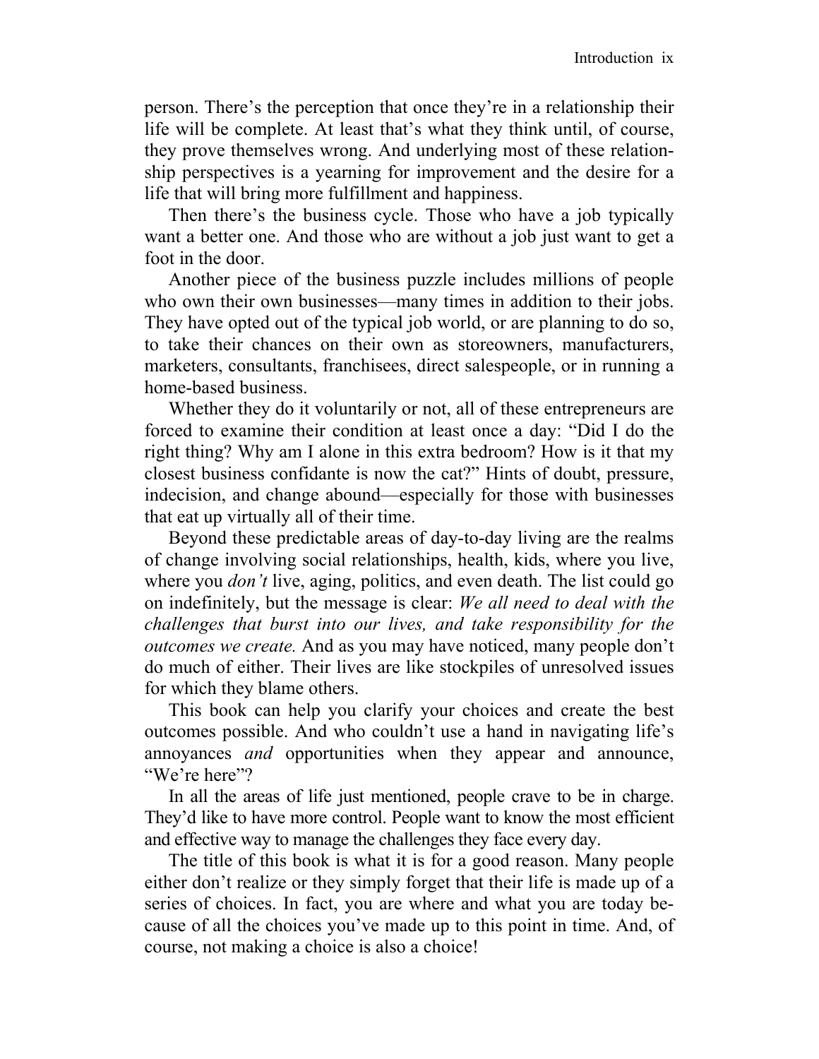person. There's the perception that once they're in a relationship their life will be complete. At least that's what they think until, of course, they prove themselves wrong. And underlying most of these relationship perspectives is a yearning for improvement and the desire for a life that will bring more fulfillment and happiness.

Then there's the business cycle. Those who have a job typically want a better one. And those who are without a job just want to get a foot in the door.

Another piece of the business puzzle includes millions of people who own their own businesses—many times in addition to their jobs. They have opted out of the typical job world, or are planning to do so, to take their chances on their own as storeowners, manufacturers, marketers, consultants, franchisees, direct salespeople, or in running a home-based business.

Whether they do it voluntarily or not, all of these entrepreneurs are forced to examine their condition at least once a day: "Did I do the right thing? Why am I alone in this extra bedroom? How is it that my closest business confidante is now the cat?" Hints of doubt, pressure, indecision, and change abound—especially for those with businesses that eat up virtually all of their time.

Beyond these predictable areas of day-to-day living are the realms of change involving social relationships, health, kids, where you live, where you *don't* live, aging, politics, and even death. The list could go on indefinitely, but the message is clear: *We all need to deal with the challenges that burst into our lives, and take responsibility for the outcomes we create.* And as you may have noticed, many people don't do much of either. Their lives are like stockpiles of unresolved issues for which they blame others.

This book can help you clarify your choices and create the best outcomes possible. And who couldn't use a hand in navigating life's annoyances *and* opportunities when they appear and announce, "We're here"?

In all the areas of life just mentioned, people crave to be in charge. They'd like to have more control. People want to know the most efficient and effective way to manage the challenges they face every day.

The title of this book is what it is for a good reason. Many people either don't realize or they simply forget that their life is made up of a series of choices. In fact, you are where and what you are today because of all the choices you've made up to this point in time. And, of course, not making a choice is also a choice!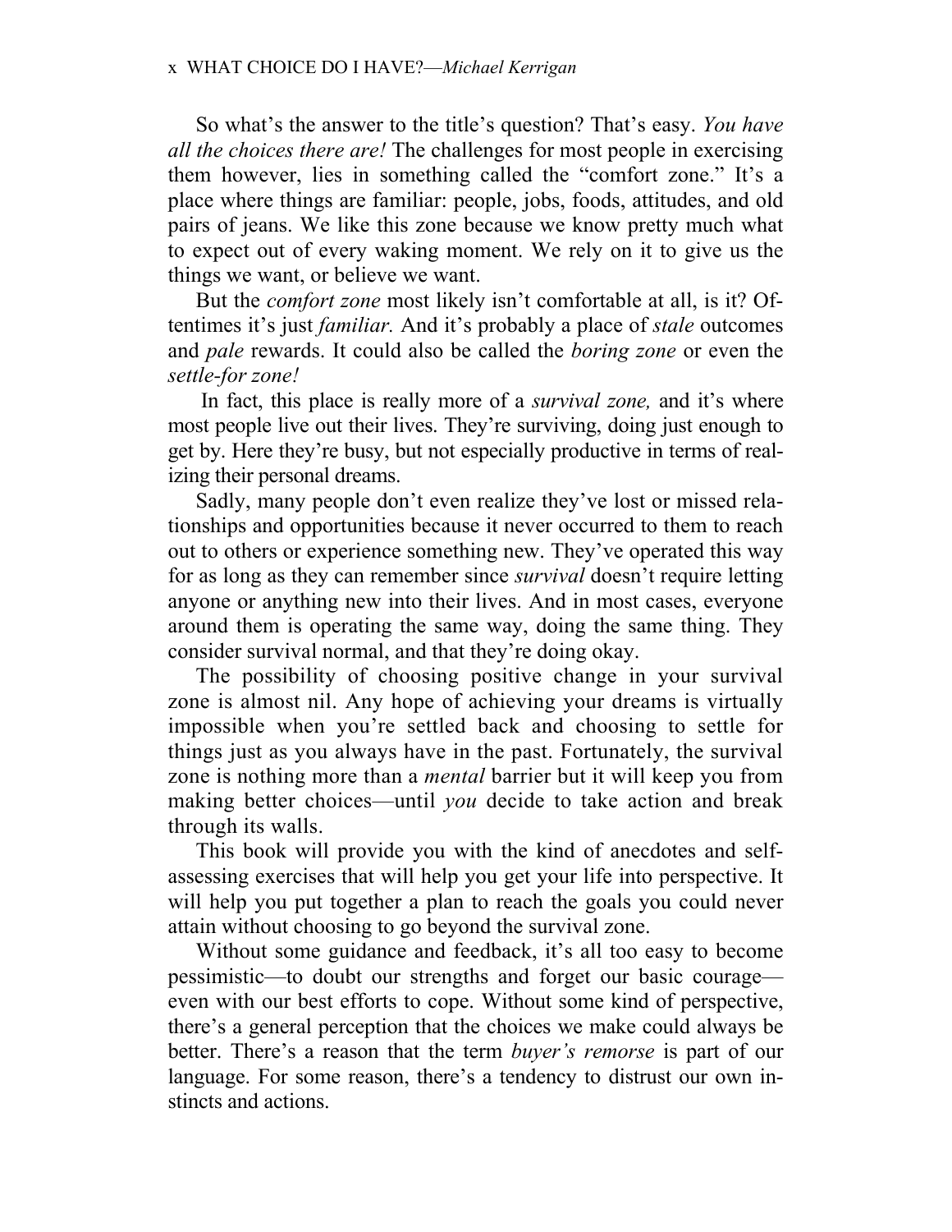So what's the answer to the title's question? That's easy. *You have all the choices there are!* The challenges for most people in exercising them however, lies in something called the "comfort zone." It's a place where things are familiar: people, jobs, foods, attitudes, and old pairs of jeans. We like this zone because we know pretty much what to expect out of every waking moment. We rely on it to give us the things we want, or believe we want.

But the *comfort zone* most likely isn't comfortable at all, is it? Oftentimes it's just *familiar.* And it's probably a place of *stale* outcomes and *pale* rewards. It could also be called the *boring zone* or even the *settle-for zone!*

In fact, this place is really more of a *survival zone,* and it's where most people live out their lives. They're surviving, doing just enough to get by. Here they're busy, but not especially productive in terms of realizing their personal dreams.

Sadly, many people don't even realize they've lost or missed relationships and opportunities because it never occurred to them to reach out to others or experience something new. They've operated this way for as long as they can remember since *survival* doesn't require letting anyone or anything new into their lives. And in most cases, everyone around them is operating the same way, doing the same thing. They consider survival normal, and that they're doing okay.

The possibility of choosing positive change in your survival zone is almost nil. Any hope of achieving your dreams is virtually impossible when you're settled back and choosing to settle for things just as you always have in the past. Fortunately, the survival zone is nothing more than a *mental* barrier but it will keep you from making better choices—until *you* decide to take action and break through its walls.

This book will provide you with the kind of anecdotes and self-assessing exercises that will help you get your life into perspective. It will help you put together a plan to reach the goals you could never attain without choosing to go beyond the survival zone.

Without some guidance and feedback, it's all too easy to become pessimistic—to doubt our strengths and forget our basic courage—even with our best efforts to cope. Without some kind of perspective, there's a general perception that the choices we make could always be better. There's a reason that the term *buyer's remorse* is part of our language. For some reason, there's a tendency to distrust our own instincts and actions.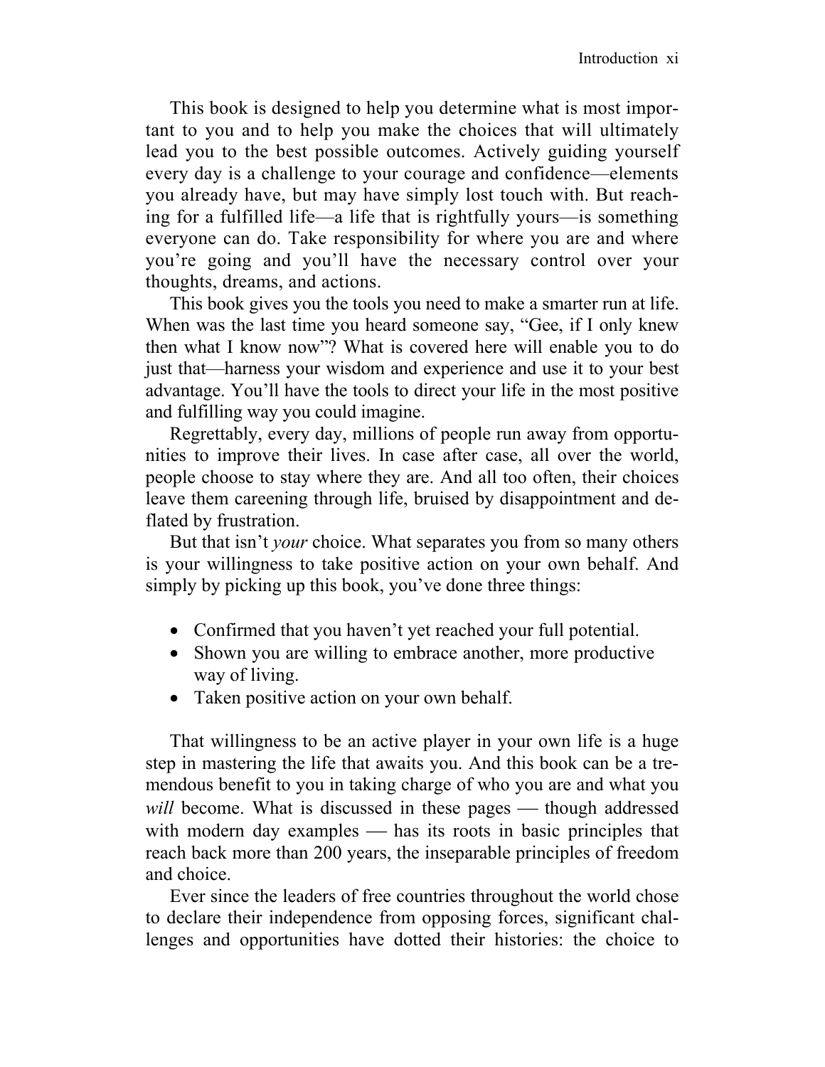This book is designed to help you determine what is most important to you and to help you make the choices that will ultimately lead you to the best possible outcomes. Actively guiding yourself every day is a challenge to your courage and confidence—elements you already have, but may have simply lost touch with. But reaching for a fulfilled life—a life that is rightfully yours—is something everyone can do. Take responsibility for where you are and where you're going and you'll have the necessary control over your thoughts, dreams, and actions.

This book gives you the tools you need to make a smarter run at life. When was the last time you heard someone say, "Gee, if I only knew then what I know now"? What is covered here will enable you to do just that—harness your wisdom and experience and use it to your best advantage. You'll have the tools to direct your life in the most positive and fulfilling way you could imagine.

Regrettably, every day, millions of people run away from opportunities to improve their lives. In case after case, all over the world, people choose to stay where they are. And all too often, their choices leave them careening through life, bruised by disappointment and deflated by frustration.

But that isn't *your* choice. What separates you from so many others is your willingness to take positive action on your own behalf. And simply by picking up this book, you've done three things:

- Confirmed that you haven't yet reached your full potential.
- Shown you are willing to embrace another, more productive way of living.
- Taken positive action on your own behalf.

That willingness to be an active player in your own life is a huge step in mastering the life that awaits you. And this book can be a tremendous benefit to you in taking charge of who you are and what you *will* become. What is discussed in these pages — though addressed with modern day examples — has its roots in basic principles that reach back more than 200 years, the inseparable principles of freedom and choice.

Ever since the leaders of free countries throughout the world chose to declare their independence from opposing forces, significant challenges and opportunities have dotted their histories: the choice to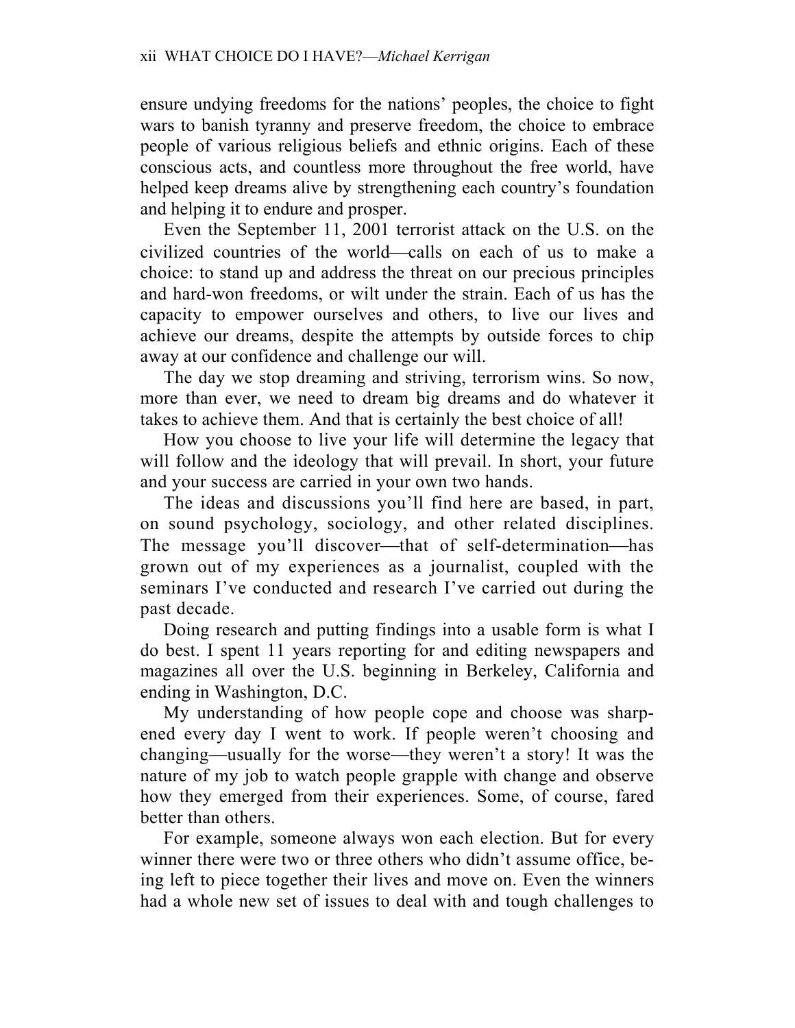ensure undying freedoms for the nations' peoples, the choice to fight wars to banish tyranny and preserve freedom, the choice to embrace people of various religious beliefs and ethnic origins. Each of these conscious acts, and countless more throughout the free world, have helped keep dreams alive by strengthening each country's foundation and helping it to endure and prosper.

Even the September 11, 2001 terrorist attack on the U.S. on the civilized countries of the world—calls on each of us to make a choice: to stand up and address the threat on our precious principles and hard-won freedoms, or wilt under the strain. Each of us has the capacity to empower ourselves and others, to live our lives and achieve our dreams, despite the attempts by outside forces to chip away at our confidence and challenge our will.

The day we stop dreaming and striving, terrorism wins. So now, more than ever, we need to dream big dreams and do whatever it takes to achieve them. And that is certainly the best choice of all!

How you choose to live your life will determine the legacy that will follow and the ideology that will prevail. In short, your future and your success are carried in your own two hands.

The ideas and discussions you'll find here are based, in part, on sound psychology, sociology, and other related disciplines. The message you'll discover—that of self-determination—has grown out of my experiences as a journalist, coupled with the seminars I've conducted and research I've carried out during the past decade.

Doing research and putting findings into a usable form is what I do best. I spent 11 years reporting for and editing newspapers and magazines all over the U.S. beginning in Berkeley, California and ending in Washington, D.C.

My understanding of how people cope and choose was sharpened every day I went to work. If people weren't choosing and changing—usually for the worse—they weren't a story! It was the nature of my job to watch people grapple with change and observe how they emerged from their experiences. Some, of course, fared better than others.

For example, someone always won each election. But for every winner there were two or three others who didn't assume office, being left to piece together their lives and move on. Even the winners had a whole new set of issues to deal with and tough challenges to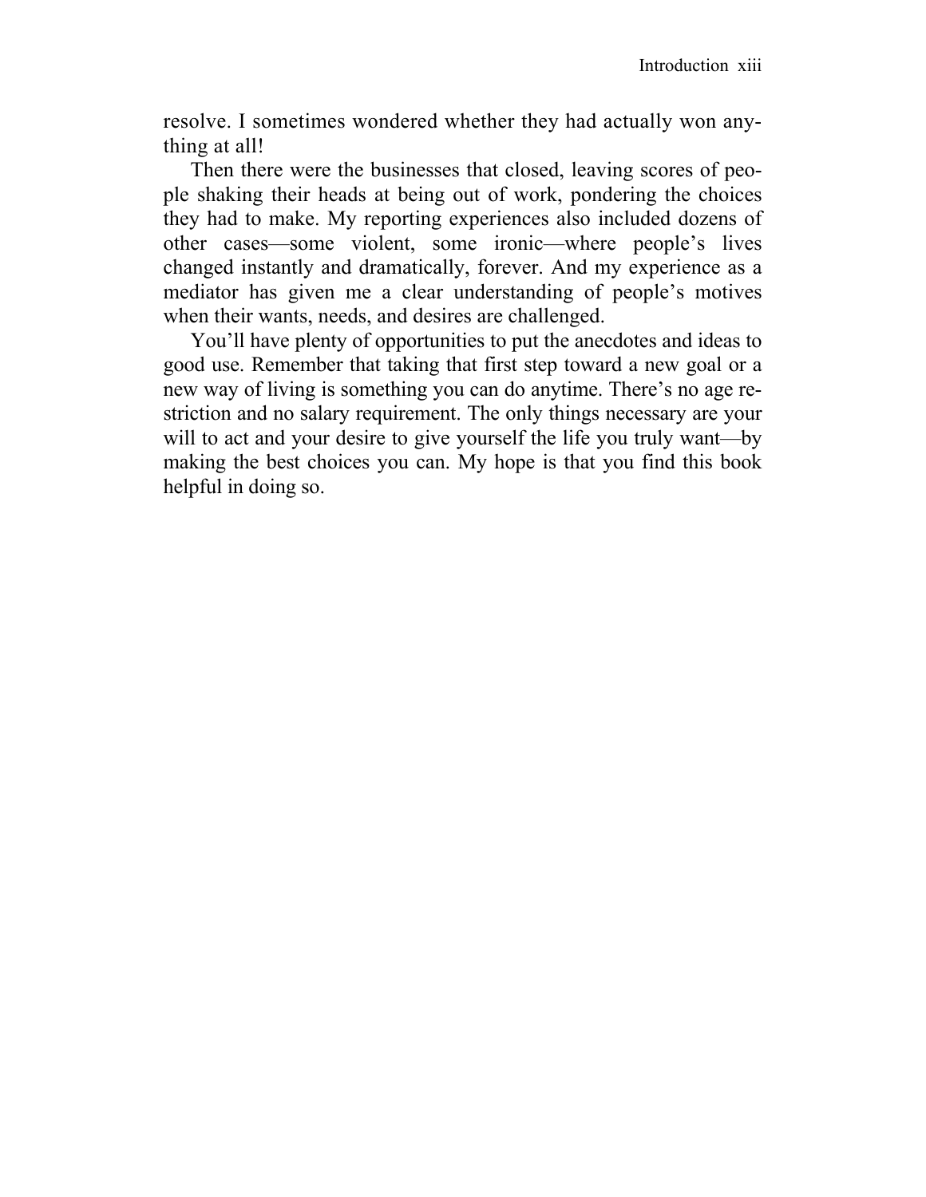resolve. I sometimes wondered whether they had actually won anything at all!

Then there were the businesses that closed, leaving scores of people shaking their heads at being out of work, pondering the choices they had to make. My reporting experiences also included dozens of other cases—some violent, some ironic—where people's lives changed instantly and dramatically, forever. And my experience as a mediator has given me a clear understanding of people's motives when their wants, needs, and desires are challenged.

You'll have plenty of opportunities to put the anecdotes and ideas to good use. Remember that taking that first step toward a new goal or a new way of living is something you can do anytime. There's no age restriction and no salary requirement. The only things necessary are your will to act and your desire to give yourself the life you truly want—by making the best choices you can. My hope is that you find this book helpful in doing so.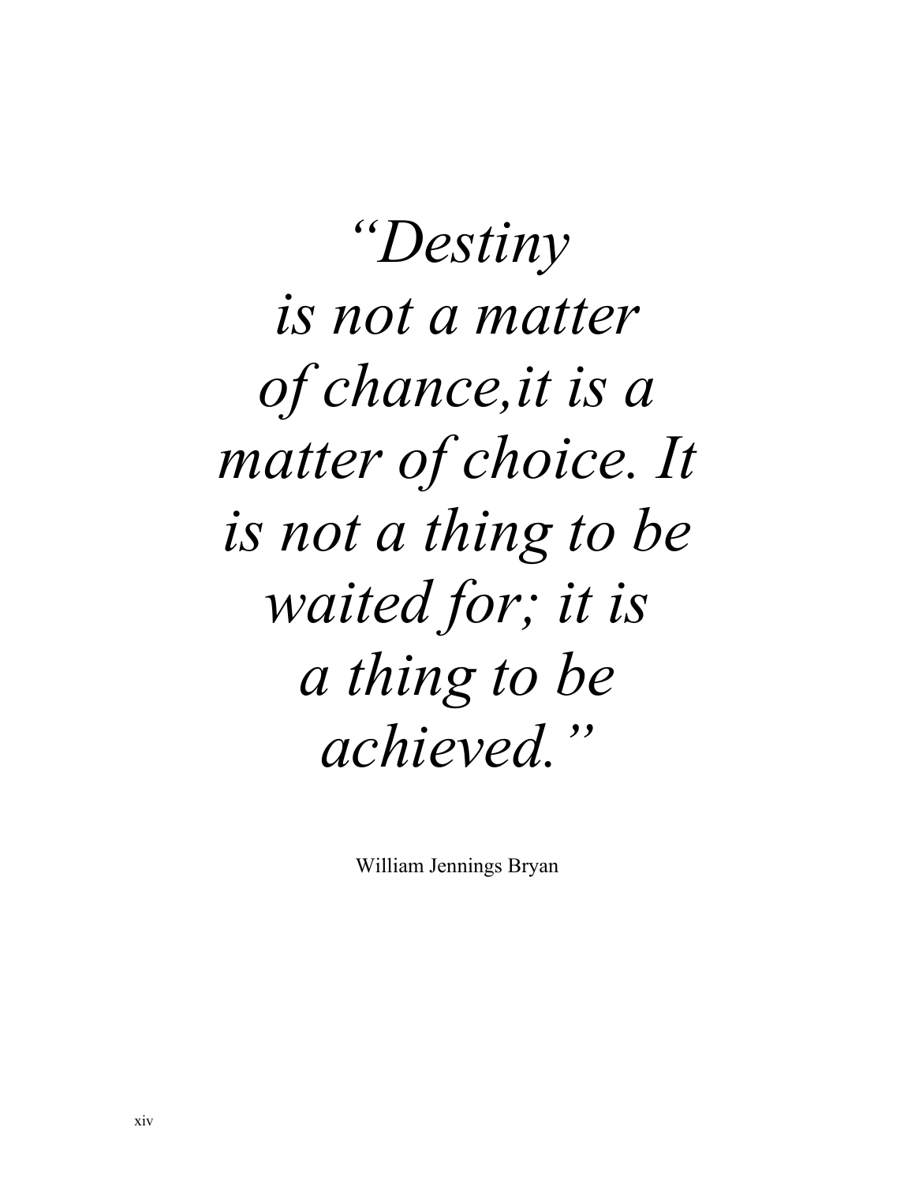*"Destiny is not a matter of chance,it is a matter of choice. It is not a thing to be waited for; it is a thing to be achieved."*

William Jennings Bryan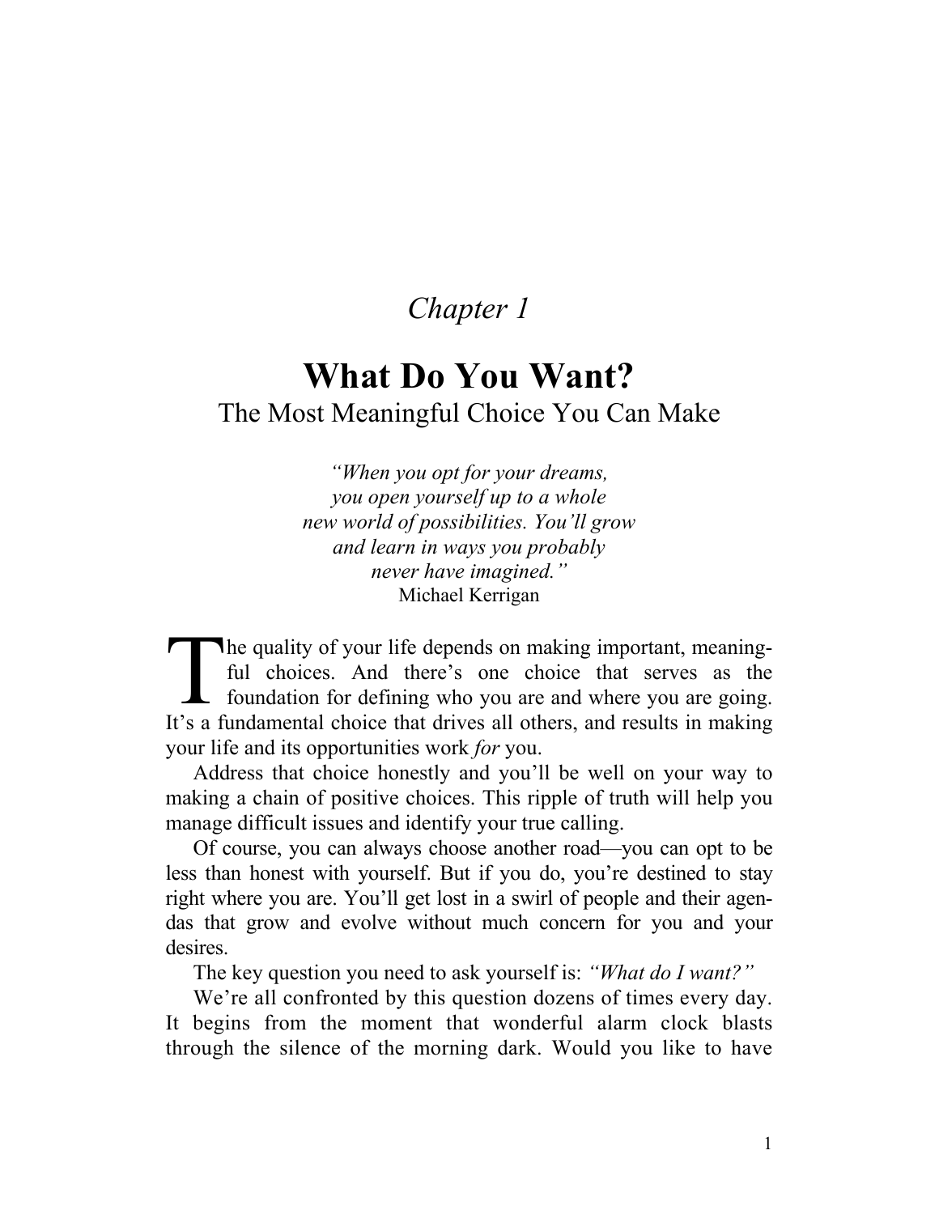*Chapter 1*

# What Do You Want?

## The Most Meaningful Choice You Can Make

> *"When you opt for your dreams,*
> *you open yourself up to a whole*
> *new world of possibilities. You'll grow*
> *and learn in ways you probably*
> *never have imagined."*
> Michael Kerrigan

The quality of your life depends on making important, meaningful choices. And there's one choice that serves as the foundation for defining who you are and where you are going. It's a fundamental choice that drives all others, and results in making your life and its opportunities work *for* you.

Address that choice honestly and you'll be well on your way to making a chain of positive choices. This ripple of truth will help you manage difficult issues and identify your true calling.

Of course, you can always choose another road—you can opt to be less than honest with yourself. But if you do, you're destined to stay right where you are. You'll get lost in a swirl of people and their agendas that grow and evolve without much concern for you and your desires.

The key question you need to ask yourself is: *"What do I want?"*

We're all confronted by this question dozens of times every day. It begins from the moment that wonderful alarm clock blasts through the silence of the morning dark. Would you like to have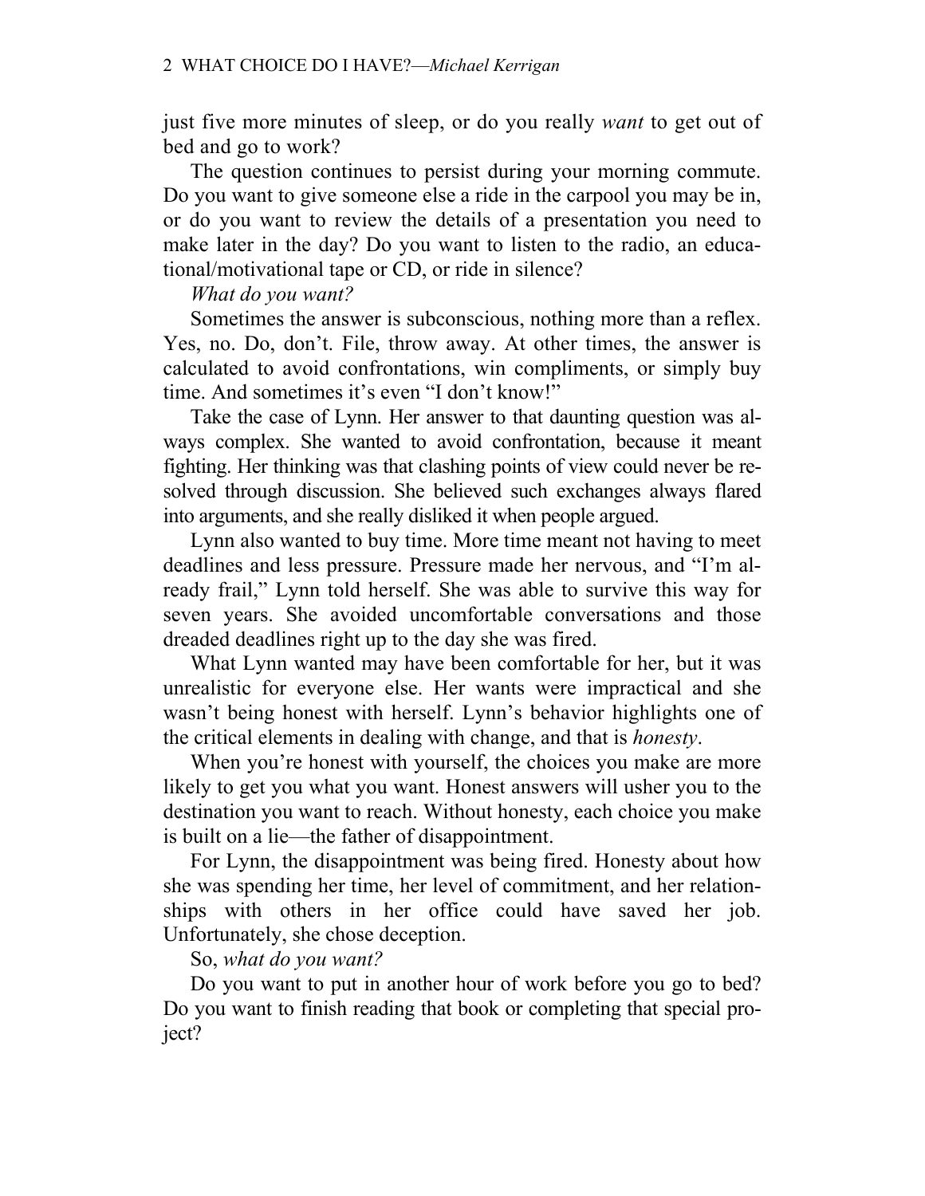just five more minutes of sleep, or do you really *want* to get out of bed and go to work?

The question continues to persist during your morning commute. Do you want to give someone else a ride in the carpool you may be in, or do you want to review the details of a presentation you need to make later in the day? Do you want to listen to the radio, an educational/motivational tape or CD, or ride in silence?

*What do you want?*

Sometimes the answer is subconscious, nothing more than a reflex. Yes, no. Do, don't. File, throw away. At other times, the answer is calculated to avoid confrontations, win compliments, or simply buy time. And sometimes it's even "I don't know!"

Take the case of Lynn. Her answer to that daunting question was always complex. She wanted to avoid confrontation, because it meant fighting. Her thinking was that clashing points of view could never be resolved through discussion. She believed such exchanges always flared into arguments, and she really disliked it when people argued.

Lynn also wanted to buy time. More time meant not having to meet deadlines and less pressure. Pressure made her nervous, and "I'm already frail," Lynn told herself. She was able to survive this way for seven years. She avoided uncomfortable conversations and those dreaded deadlines right up to the day she was fired.

What Lynn wanted may have been comfortable for her, but it was unrealistic for everyone else. Her wants were impractical and she wasn't being honest with herself. Lynn's behavior highlights one of the critical elements in dealing with change, and that is *honesty*.

When you're honest with yourself, the choices you make are more likely to get you what you want. Honest answers will usher you to the destination you want to reach. Without honesty, each choice you make is built on a lie—the father of disappointment.

For Lynn, the disappointment was being fired. Honesty about how she was spending her time, her level of commitment, and her relationships with others in her office could have saved her job. Unfortunately, she chose deception.

So, *what do you want?*

Do you want to put in another hour of work before you go to bed? Do you want to finish reading that book or completing that special project?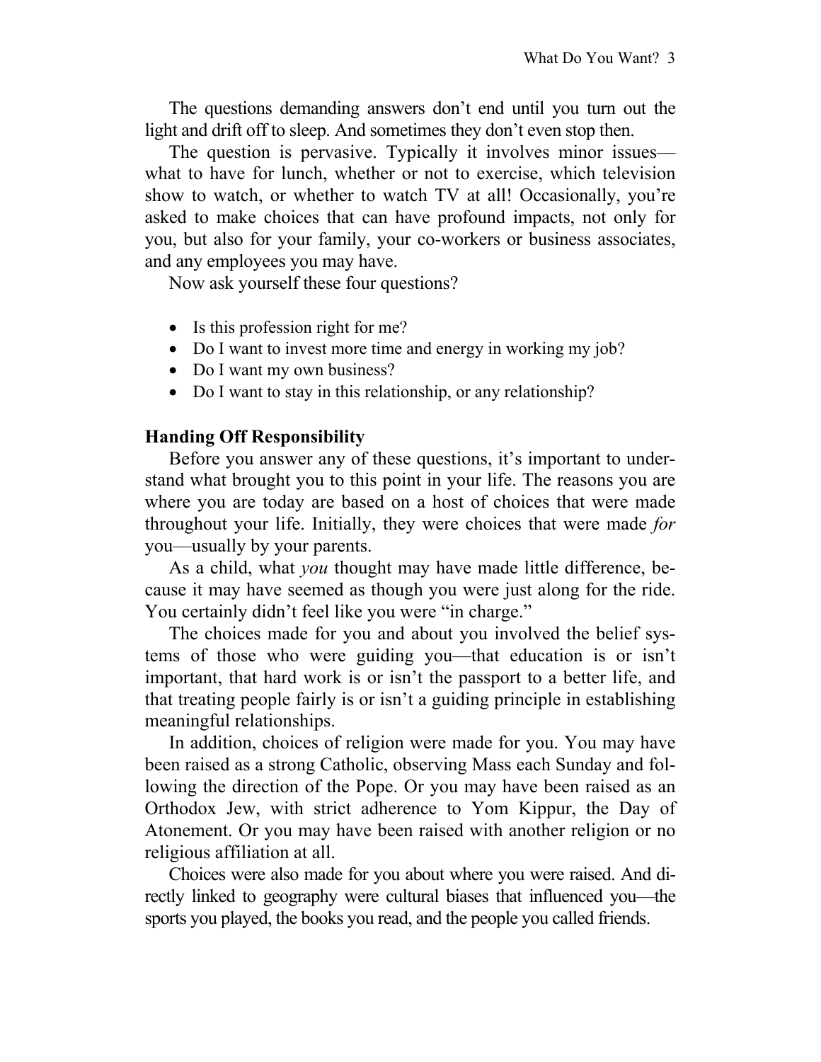The questions demanding answers don't end until you turn out the light and drift off to sleep. And sometimes they don't even stop then.

The question is pervasive. Typically it involves minor issues—what to have for lunch, whether or not to exercise, which television show to watch, or whether to watch TV at all! Occasionally, you're asked to make choices that can have profound impacts, not only for you, but also for your family, your co-workers or business associates, and any employees you may have.

Now ask yourself these four questions?

- Is this profession right for me?
- Do I want to invest more time and energy in working my job?
- Do I want my own business?
- Do I want to stay in this relationship, or any relationship?

**Handing Off Responsibility**

Before you answer any of these questions, it's important to understand what brought you to this point in your life. The reasons you are where you are today are based on a host of choices that were made throughout your life. Initially, they were choices that were made *for* you—usually by your parents.

As a child, what *you* thought may have made little difference, because it may have seemed as though you were just along for the ride. You certainly didn't feel like you were "in charge."

The choices made for you and about you involved the belief systems of those who were guiding you—that education is or isn't important, that hard work is or isn't the passport to a better life, and that treating people fairly is or isn't a guiding principle in establishing meaningful relationships.

In addition, choices of religion were made for you. You may have been raised as a strong Catholic, observing Mass each Sunday and following the direction of the Pope. Or you may have been raised as an Orthodox Jew, with strict adherence to Yom Kippur, the Day of Atonement. Or you may have been raised with another religion or no religious affiliation at all.

Choices were also made for you about where you were raised. And directly linked to geography were cultural biases that influenced you—the sports you played, the books you read, and the people you called friends.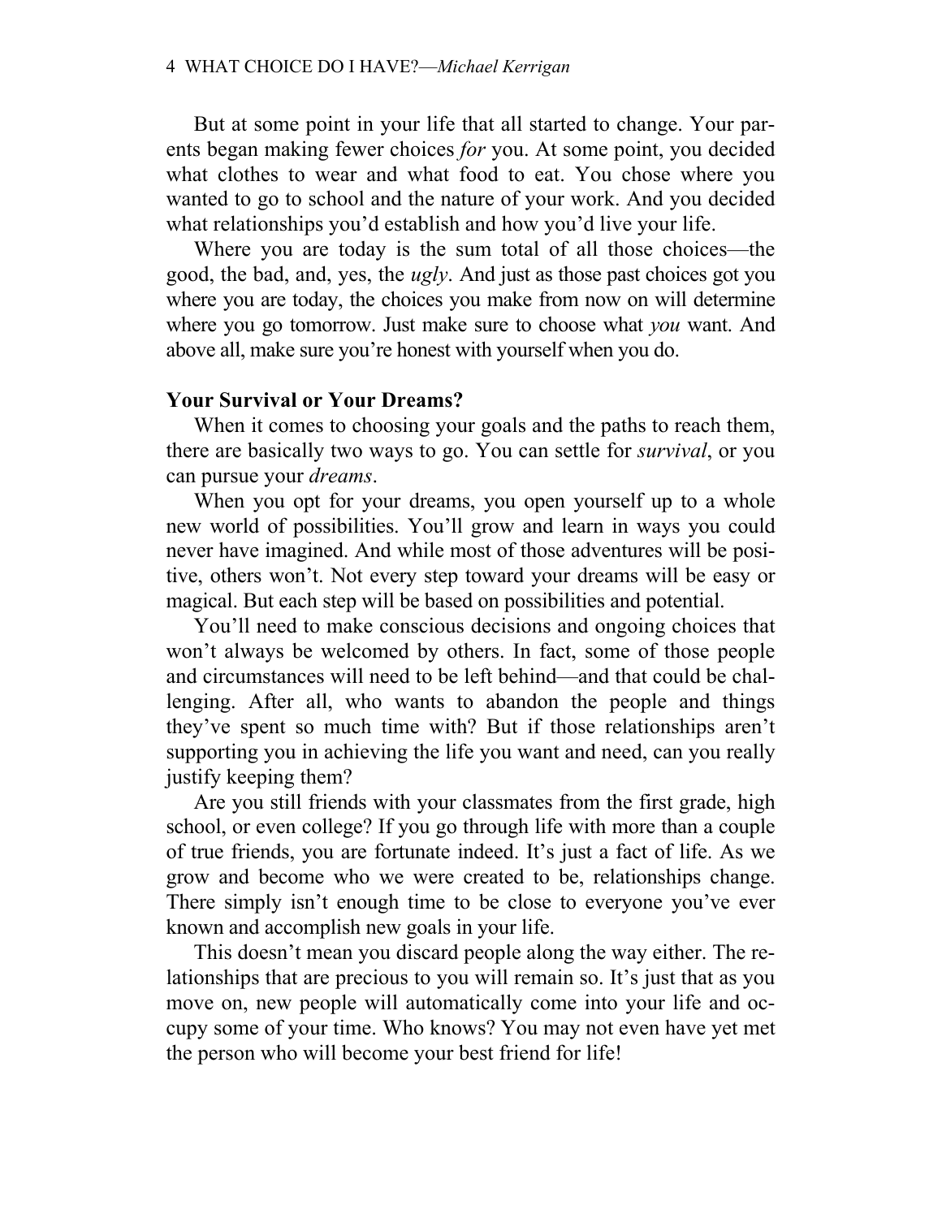But at some point in your life that all started to change. Your parents began making fewer choices *for* you. At some point, you decided what clothes to wear and what food to eat. You chose where you wanted to go to school and the nature of your work. And you decided what relationships you'd establish and how you'd live your life.

Where you are today is the sum total of all those choices—the good, the bad, and, yes, the *ugly*. And just as those past choices got you where you are today, the choices you make from now on will determine where you go tomorrow. Just make sure to choose what *you* want. And above all, make sure you're honest with yourself when you do.

**Your Survival or Your Dreams?**

When it comes to choosing your goals and the paths to reach them, there are basically two ways to go. You can settle for *survival*, or you can pursue your *dreams*.

When you opt for your dreams, you open yourself up to a whole new world of possibilities. You'll grow and learn in ways you could never have imagined. And while most of those adventures will be positive, others won't. Not every step toward your dreams will be easy or magical. But each step will be based on possibilities and potential.

You'll need to make conscious decisions and ongoing choices that won't always be welcomed by others. In fact, some of those people and circumstances will need to be left behind—and that could be challenging. After all, who wants to abandon the people and things they've spent so much time with? But if those relationships aren't supporting you in achieving the life you want and need, can you really justify keeping them?

Are you still friends with your classmates from the first grade, high school, or even college? If you go through life with more than a couple of true friends, you are fortunate indeed. It's just a fact of life. As we grow and become who we were created to be, relationships change. There simply isn't enough time to be close to everyone you've ever known and accomplish new goals in your life.

This doesn't mean you discard people along the way either. The relationships that are precious to you will remain so. It's just that as you move on, new people will automatically come into your life and occupy some of your time. Who knows? You may not even have yet met the person who will become your best friend for life!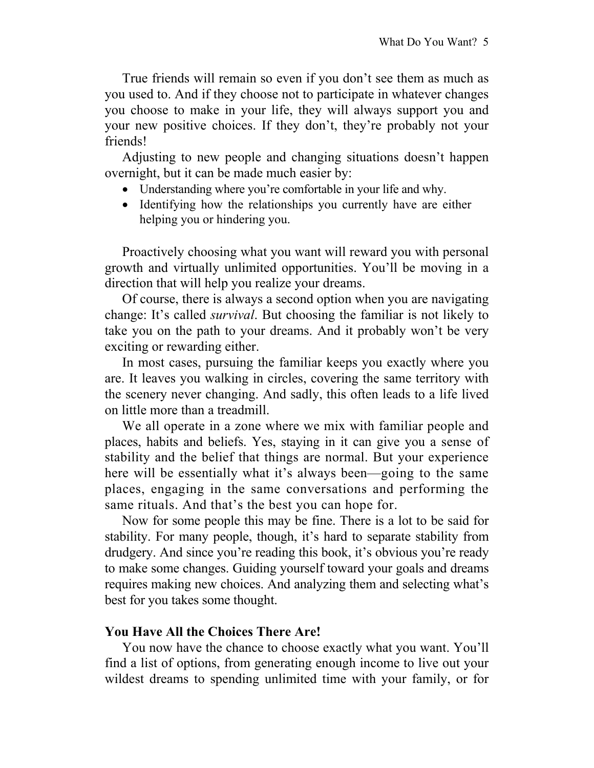True friends will remain so even if you don't see them as much as you used to. And if they choose not to participate in whatever changes you choose to make in your life, they will always support you and your new positive choices. If they don't, they're probably not your friends!

Adjusting to new people and changing situations doesn't happen overnight, but it can be made much easier by:

- Understanding where you're comfortable in your life and why.
- Identifying how the relationships you currently have are either helping you or hindering you.

Proactively choosing what you want will reward you with personal growth and virtually unlimited opportunities. You'll be moving in a direction that will help you realize your dreams.

Of course, there is always a second option when you are navigating change: It's called *survival*. But choosing the familiar is not likely to take you on the path to your dreams. And it probably won't be very exciting or rewarding either.

In most cases, pursuing the familiar keeps you exactly where you are. It leaves you walking in circles, covering the same territory with the scenery never changing. And sadly, this often leads to a life lived on little more than a treadmill.

We all operate in a zone where we mix with familiar people and places, habits and beliefs. Yes, staying in it can give you a sense of stability and the belief that things are normal. But your experience here will be essentially what it's always been—going to the same places, engaging in the same conversations and performing the same rituals. And that's the best you can hope for.

Now for some people this may be fine. There is a lot to be said for stability. For many people, though, it's hard to separate stability from drudgery. And since you're reading this book, it's obvious you're ready to make some changes. Guiding yourself toward your goals and dreams requires making new choices. And analyzing them and selecting what's best for you takes some thought.

### You Have All the Choices There Are!

You now have the chance to choose exactly what you want. You'll find a list of options, from generating enough income to live out your wildest dreams to spending unlimited time with your family, or for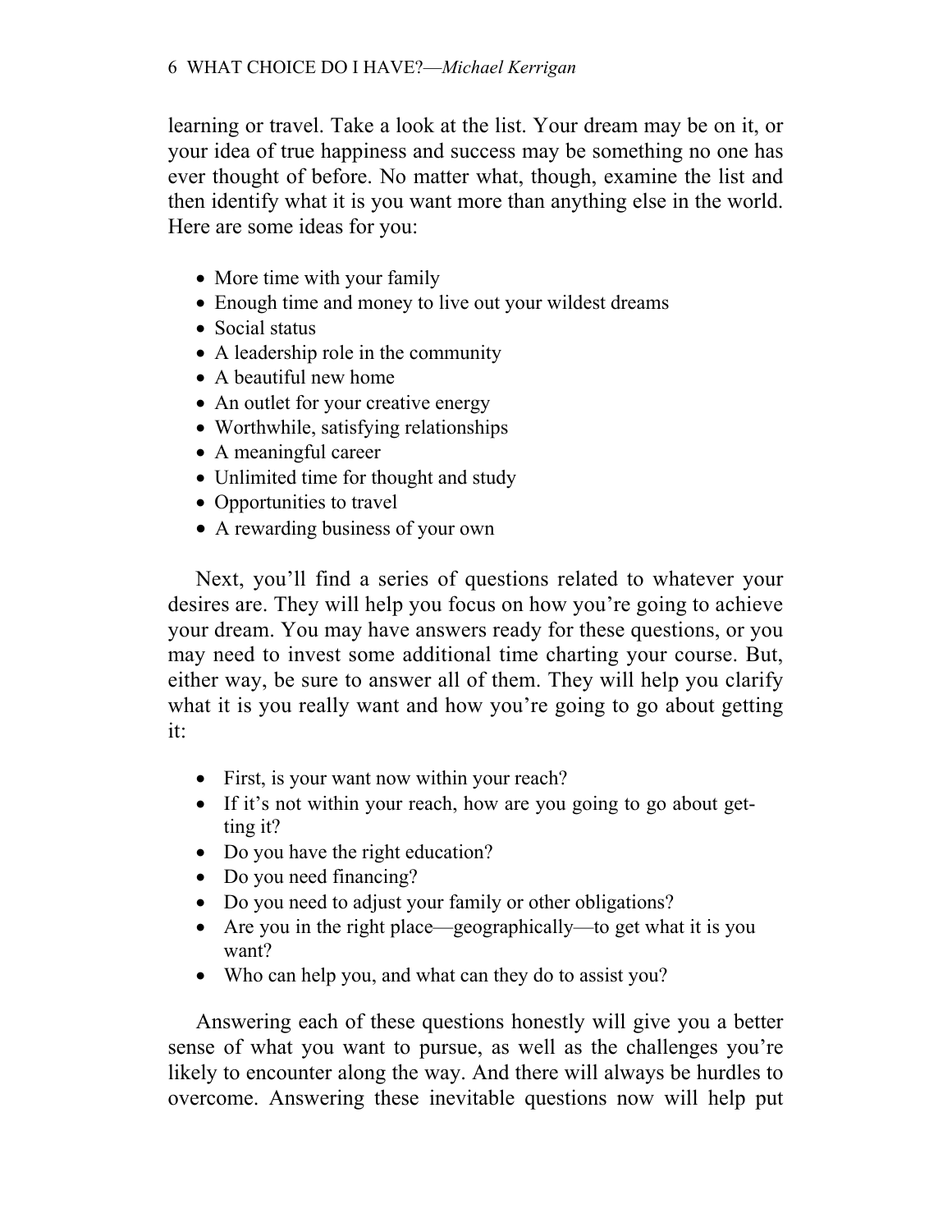learning or travel. Take a look at the list. Your dream may be on it, or your idea of true happiness and success may be something no one has ever thought of before. No matter what, though, examine the list and then identify what it is you want more than anything else in the world. Here are some ideas for you:

- More time with your family
- Enough time and money to live out your wildest dreams
- Social status
- A leadership role in the community
- A beautiful new home
- An outlet for your creative energy
- Worthwhile, satisfying relationships
- A meaningful career
- Unlimited time for thought and study
- Opportunities to travel
- A rewarding business of your own

Next, you'll find a series of questions related to whatever your desires are. They will help you focus on how you're going to achieve your dream. You may have answers ready for these questions, or you may need to invest some additional time charting your course. But, either way, be sure to answer all of them. They will help you clarify what it is you really want and how you're going to go about getting it:

- First, is your want now within your reach?
- If it's not within your reach, how are you going to go about getting it?
- Do you have the right education?
- Do you need financing?
- Do you need to adjust your family or other obligations?
- Are you in the right place—geographically—to get what it is you want?
- Who can help you, and what can they do to assist you?

Answering each of these questions honestly will give you a better sense of what you want to pursue, as well as the challenges you're likely to encounter along the way. And there will always be hurdles to overcome. Answering these inevitable questions now will help put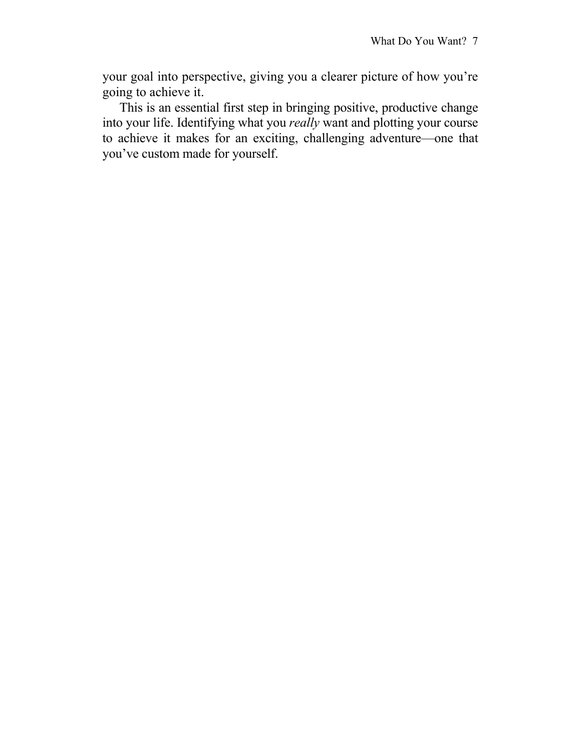your goal into perspective, giving you a clearer picture of how you're going to achieve it.

This is an essential first step in bringing positive, productive change into your life. Identifying what you *really* want and plotting your course to achieve it makes for an exciting, challenging adventure—one that you've custom made for yourself.